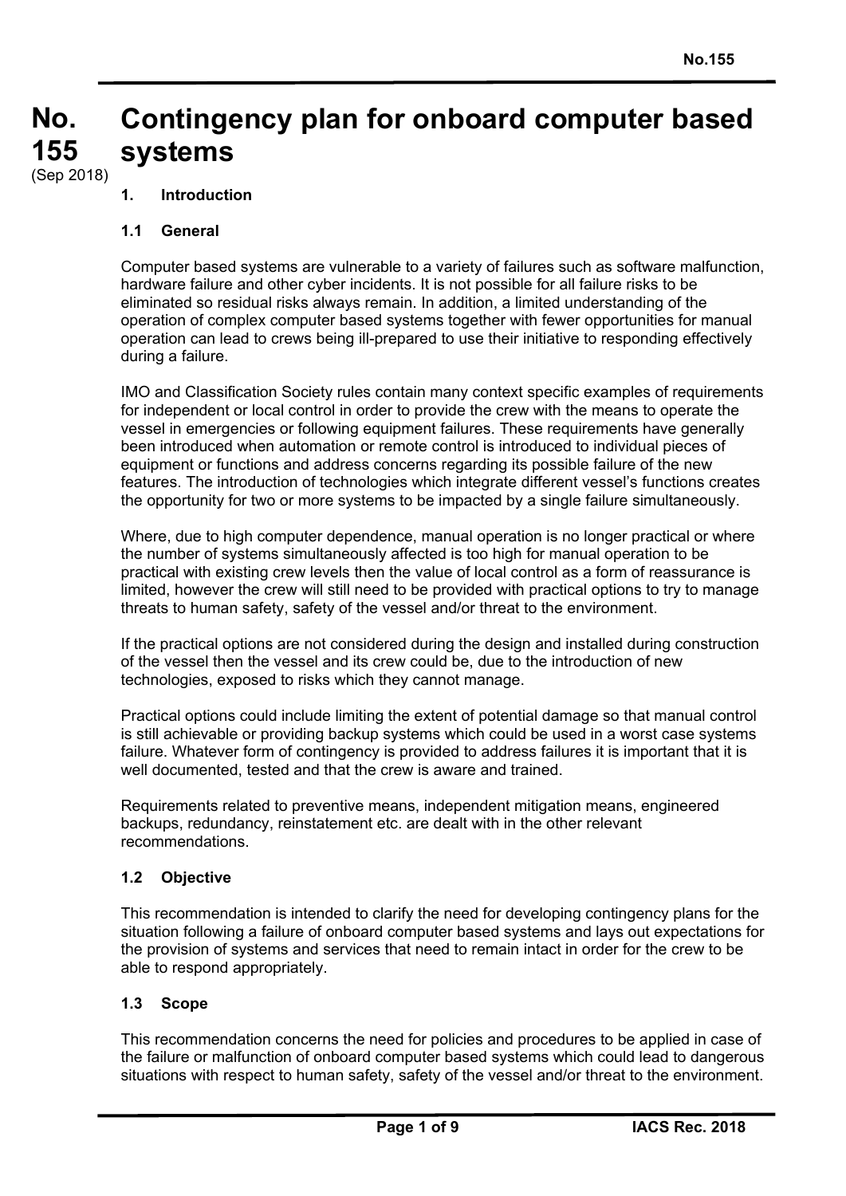# No. 155 Contingency plan for onboard computer based systems

(Sep 2018)

## 1. Introduction

### 1.1 General

Computer based systems are vulnerable to a variety of failures such as software malfunction, hardware failure and other cyber incidents. It is not possible for all failure risks to be eliminated so residual risks always remain. In addition, a limited understanding of the operation of complex computer based systems together with fewer opportunities for manual operation can lead to crews being ill-prepared to use their initiative to responding effectively during a failure.

IMO and Classification Society rules contain many context specific examples of requirements for independent or local control in order to provide the crew with the means to operate the vessel in emergencies or following equipment failures. These requirements have generally been introduced when automation or remote control is introduced to individual pieces of equipment or functions and address concerns regarding its possible failure of the new features. The introduction of technologies which integrate different vessel's functions creates the opportunity for two or more systems to be impacted by a single failure simultaneously.

Where, due to high computer dependence, manual operation is no longer practical or where the number of systems simultaneously affected is too high for manual operation to be practical with existing crew levels then the value of local control as a form of reassurance is limited, however the crew will still need to be provided with practical options to try to manage threats to human safety, safety of the vessel and/or threat to the environment.

If the practical options are not considered during the design and installed during construction of the vessel then the vessel and its crew could be, due to the introduction of new technologies, exposed to risks which they cannot manage.

Practical options could include limiting the extent of potential damage so that manual control is still achievable or providing backup systems which could be used in a worst case systems failure. Whatever form of contingency is provided to address failures it is important that it is well documented, tested and that the crew is aware and trained.

Requirements related to preventive means, independent mitigation means, engineered backups, redundancy, reinstatement etc. are dealt with in the other relevant recommendations.

### 1.2 Objective

This recommendation is intended to clarify the need for developing contingency plans for the situation following a failure of onboard computer based systems and lays out expectations for the provision of systems and services that need to remain intact in order for the crew to be able to respond appropriately.

### 1.3 Scope

This recommendation concerns the need for policies and procedures to be applied in case of the failure or malfunction of onboard computer based systems which could lead to dangerous situations with respect to human safety, safety of the vessel and/or threat to the environment.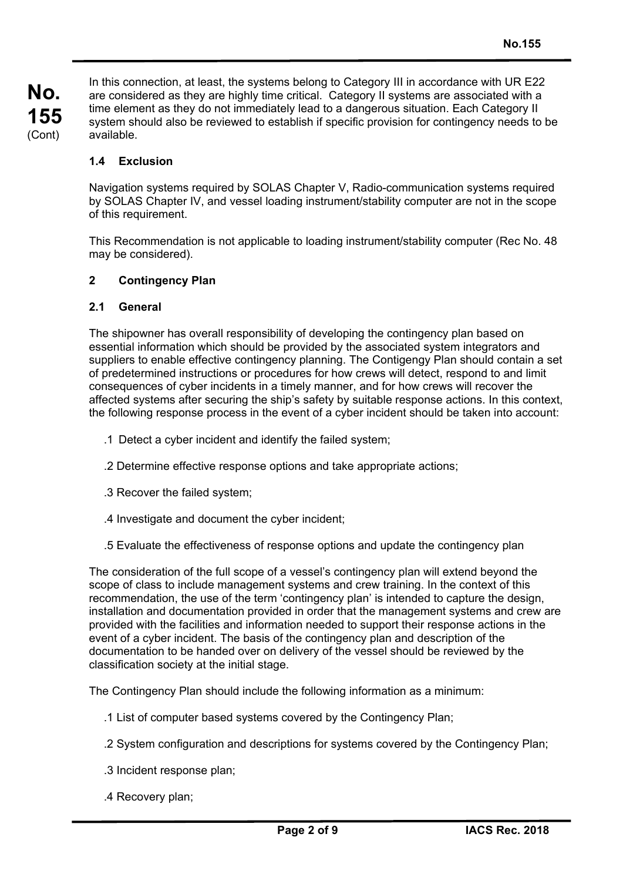In this connection, at least, the systems belong to Category III in accordance with UR E22 are considered as they are highly time critical. Category II systems are associated with a time element as they do not immediately lead to a dangerous situation. Each Category II system should also be reviewed to establish if specific provision for contingency needs to be available.

### 1.4 Exclusion

Navigation systems required by SOLAS Chapter V, Radio-communication systems required by SOLAS Chapter IV, and vessel loading instrument/stability computer are not in the scope of this requirement.

This Recommendation is not applicable to loading instrument/stability computer (Rec No. 48 may be considered).

## 2 Contingency Plan

### 2.1 General

The shipowner has overall responsibility of developing the contingency plan based on essential information which should be provided by the associated system integrators and suppliers to enable effective contingency planning. The Contigengy Plan should contain a set of predetermined instructions or procedures for how crews will detect, respond to and limit consequences of cyber incidents in a timely manner, and for how crews will recover the affected systems after securing the ship's safety by suitable response actions. In this context, the following response process in the event of a cyber incident should be taken into account:

.1 Detect a cyber incident and identify the failed system;

.2 Determine effective response options and take appropriate actions;

.3 Recover the failed system;

.4 Investigate and document the cyber incident;

.5 Evaluate the effectiveness of response options and update the contingency plan

The consideration of the full scope of a vessel's contingency plan will extend beyond the scope of class to include management systems and crew training. In the context of this recommendation, the use of the term 'contingency plan' is intended to capture the design, installation and documentation provided in order that the management systems and crew are provided with the facilities and information needed to support their response actions in the event of a cyber incident. The basis of the contingency plan and description of the documentation to be handed over on delivery of the vessel should be reviewed by the classification society at the initial stage.

The Contingency Plan should include the following information as a minimum:

.1 List of computer based systems covered by the Contingency Plan;

.2 System configuration and descriptions for systems covered by the Contingency Plan;

.3 Incident response plan;

.4 Recovery plan;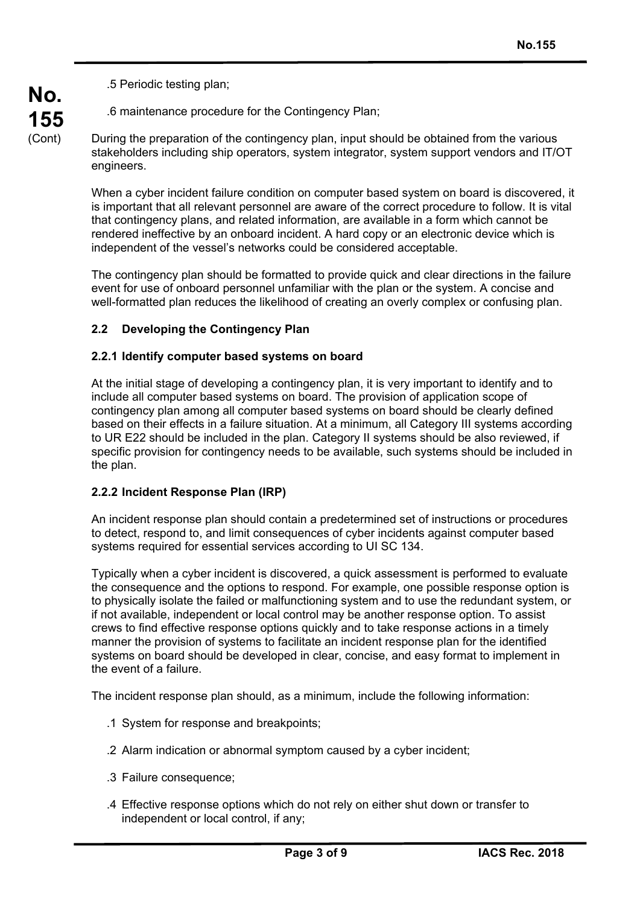.5 Periodic testing plan;

.6 maintenance procedure for the Contingency Plan;

During the preparation of the contingency plan, input should be obtained from the various stakeholders including ship operators, system integrator, system support vendors and IT/OT engineers.

When a cyber incident failure condition on computer based system on board is discovered, it is important that all relevant personnel are aware of the correct procedure to follow. It is vital that contingency plans, and related information, are available in a form which cannot be rendered ineffective by an onboard incident. A hard copy or an electronic device which is independent of the vessel's networks could be considered acceptable.

The contingency plan should be formatted to provide quick and clear directions in the failure event for use of onboard personnel unfamiliar with the plan or the system. A concise and well-formatted plan reduces the likelihood of creating an overly complex or confusing plan.

### 2.2 Developing the Contingency Plan

#### 2.2.1 Identify computer based systems on board

At the initial stage of developing a contingency plan, it is very important to identify and to include all computer based systems on board. The provision of application scope of contingency plan among all computer based systems on board should be clearly defined based on their effects in a failure situation. At a minimum, all Category III systems according to UR E22 should be included in the plan. Category II systems should be also reviewed, if specific provision for contingency needs to be available, such systems should be included in the plan.

#### 2.2.2 Incident Response Plan (IRP)

An incident response plan should contain a predetermined set of instructions or procedures to detect, respond to, and limit consequences of cyber incidents against computer based systems required for essential services according to UI SC 134.

Typically when a cyber incident is discovered, a quick assessment is performed to evaluate the consequence and the options to respond. For example, one possible response option is to physically isolate the failed or malfunctioning system and to use the redundant system, or if not available, independent or local control may be another response option. To assist crews to find effective response options quickly and to take response actions in a timely manner the provision of systems to facilitate an incident response plan for the identified systems on board should be developed in clear, concise, and easy format to implement in the event of a failure.

The incident response plan should, as a minimum, include the following information:

.1 System for response and breakpoints;

.2 Alarm indication or abnormal symptom caused by a cyber incident;

.3 Failure consequence;

.4 Effective response options which do not rely on either shut down or transfer to independent or local control, if any;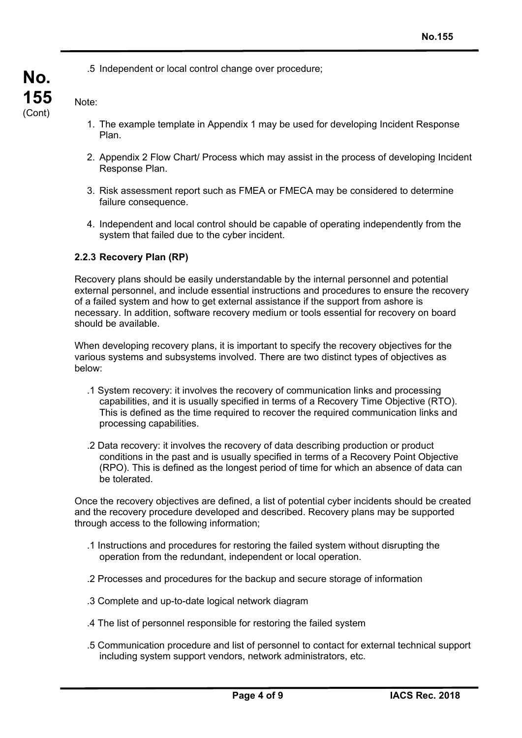.5 Independent or local control change over procedure;

Note:

1. The example template in Appendix 1 may be used for developing Incident Response Plan.

2. Appendix 2 Flow Chart/ Process which may assist in the process of developing Incident Response Plan.

3. Risk assessment report such as FMEA or FMECA may be considered to determine failure consequence.

4. Independent and local control should be capable of operating independently from the system that failed due to the cyber incident.

**2.2.3 Recovery Plan (RP)**

Recovery plans should be easily understandable by the internal personnel and potential external personnel, and include essential instructions and procedures to ensure the recovery of a failed system and how to get external assistance if the support from ashore is necessary. In addition, software recovery medium or tools essential for recovery on board should be available.

When developing recovery plans, it is important to specify the recovery objectives for the various systems and subsystems involved. There are two distinct types of objectives as below:

.1 System recovery: it involves the recovery of communication links and processing capabilities, and it is usually specified in terms of a Recovery Time Objective (RTO). This is defined as the time required to recover the required communication links and processing capabilities.

.2 Data recovery: it involves the recovery of data describing production or product conditions in the past and is usually specified in terms of a Recovery Point Objective (RPO). This is defined as the longest period of time for which an absence of data can be tolerated.

Once the recovery objectives are defined, a list of potential cyber incidents should be created and the recovery procedure developed and described. Recovery plans may be supported through access to the following information;

.1 Instructions and procedures for restoring the failed system without disrupting the operation from the redundant, independent or local operation.

.2 Processes and procedures for the backup and secure storage of information

.3 Complete and up-to-date logical network diagram

.4 The list of personnel responsible for restoring the failed system

.5 Communication procedure and list of personnel to contact for external technical support including system support vendors, network administrators, etc.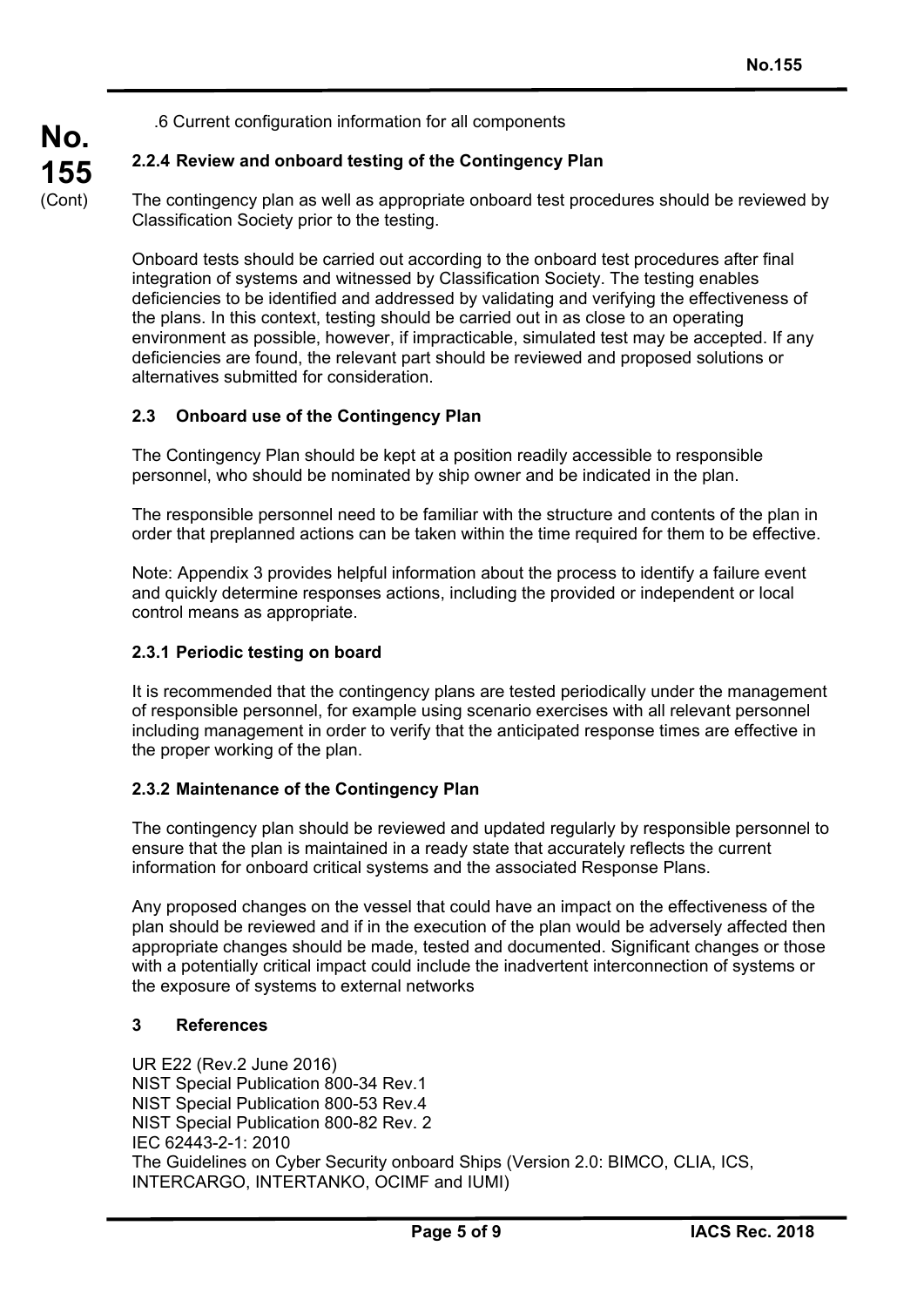.6 Current configuration information for all components

### 2.2.4 Review and onboard testing of the Contingency Plan

The contingency plan as well as appropriate onboard test procedures should be reviewed by Classification Society prior to the testing.

Onboard tests should be carried out according to the onboard test procedures after final integration of systems and witnessed by Classification Society. The testing enables deficiencies to be identified and addressed by validating and verifying the effectiveness of the plans. In this context, testing should be carried out in as close to an operating environment as possible, however, if impracticable, simulated test may be accepted. If any deficiencies are found, the relevant part should be reviewed and proposed solutions or alternatives submitted for consideration.

## 2.3 Onboard use of the Contingency Plan

The Contingency Plan should be kept at a position readily accessible to responsible personnel, who should be nominated by ship owner and be indicated in the plan.

The responsible personnel need to be familiar with the structure and contents of the plan in order that preplanned actions can be taken within the time required for them to be effective.

Note: Appendix 3 provides helpful information about the process to identify a failure event and quickly determine responses actions, including the provided or independent or local control means as appropriate.

### 2.3.1 Periodic testing on board

It is recommended that the contingency plans are tested periodically under the management of responsible personnel, for example using scenario exercises with all relevant personnel including management in order to verify that the anticipated response times are effective in the proper working of the plan.

### 2.3.2 Maintenance of the Contingency Plan

The contingency plan should be reviewed and updated regularly by responsible personnel to ensure that the plan is maintained in a ready state that accurately reflects the current information for onboard critical systems and the associated Response Plans.

Any proposed changes on the vessel that could have an impact on the effectiveness of the plan should be reviewed and if in the execution of the plan would be adversely affected then appropriate changes should be made, tested and documented. Significant changes or those with a potentially critical impact could include the inadvertent interconnection of systems or the exposure of systems to external networks

# 3 References

UR E22 (Rev.2 June 2016)
NIST Special Publication 800-34 Rev.1
NIST Special Publication 800-53 Rev.4
NIST Special Publication 800-82 Rev. 2
IEC 62443-2-1: 2010
The Guidelines on Cyber Security onboard Ships (Version 2.0: BIMCO, CLIA, ICS, INTERCARGO, INTERTANKO, OCIMF and IUMI)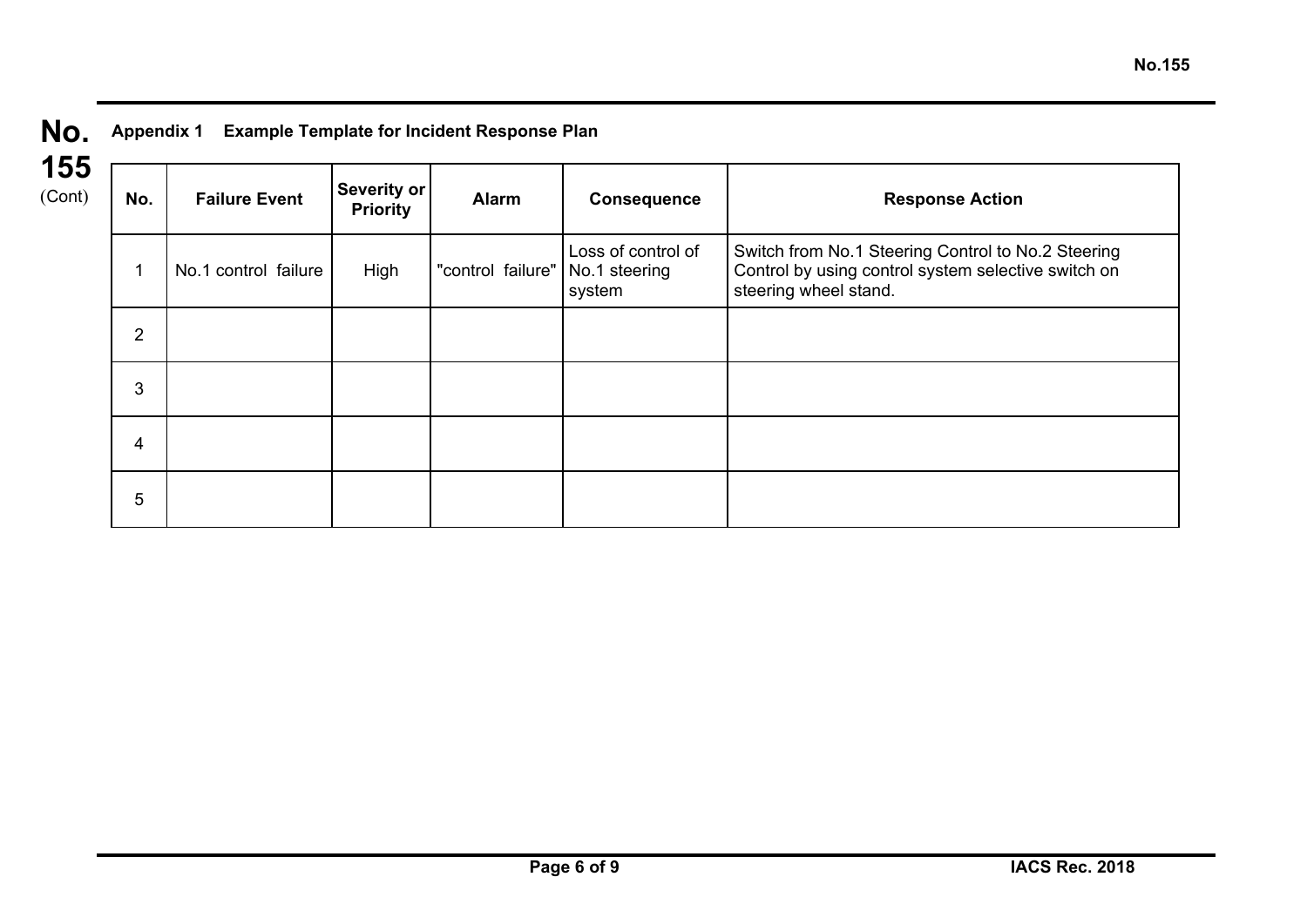**Appendix 1 Example Template for Incident Response Plan**

| No. | Failure Event | Severity or Priority | Alarm | Consequence | Response Action |
|---|---|---|---|---|---|
| 1 | No.1 control failure | High | "control failure" | Loss of control of No.1 steering system | Switch from No.1 Steering Control to No.2 Steering Control by using control system selective switch on steering wheel stand. |
| 2 | | | | | |
| 3 | | | | | |
| 4 | | | | | |
| 5 | | | | | |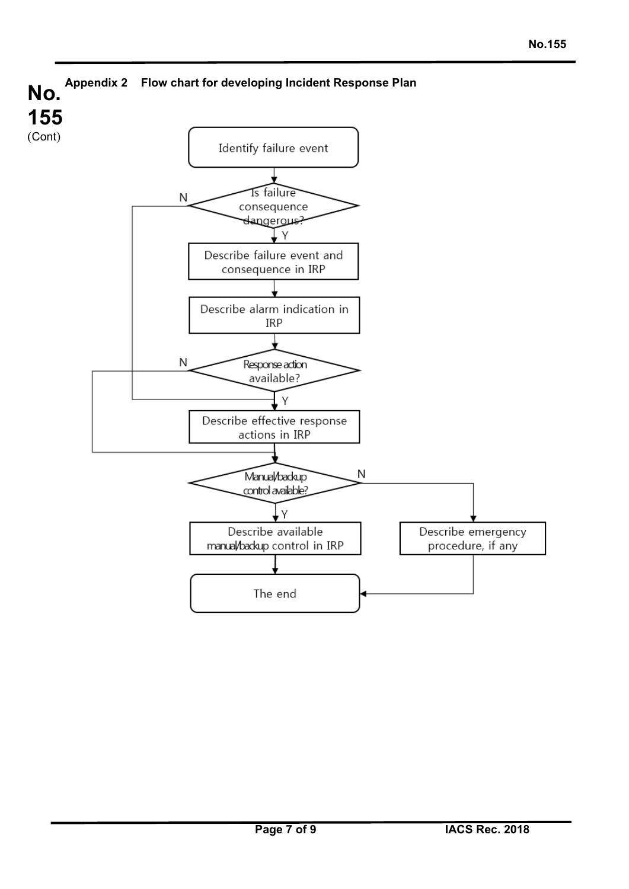## Appendix 2 Flow chart for developing Incident Response Plan

Identify failure event

Is failure consequence dangerous?

- N → Describe effective response actions in IRP
- Y → Describe failure event and consequence in IRP

Describe alarm indication in IRP

Response action available?

- N → Manual/backup control available?
- Y → Describe effective response actions in IRP

Manual/backup control available?

- Y → Describe available manual/backup control in IRP
- N → Describe emergency procedure, if any

The end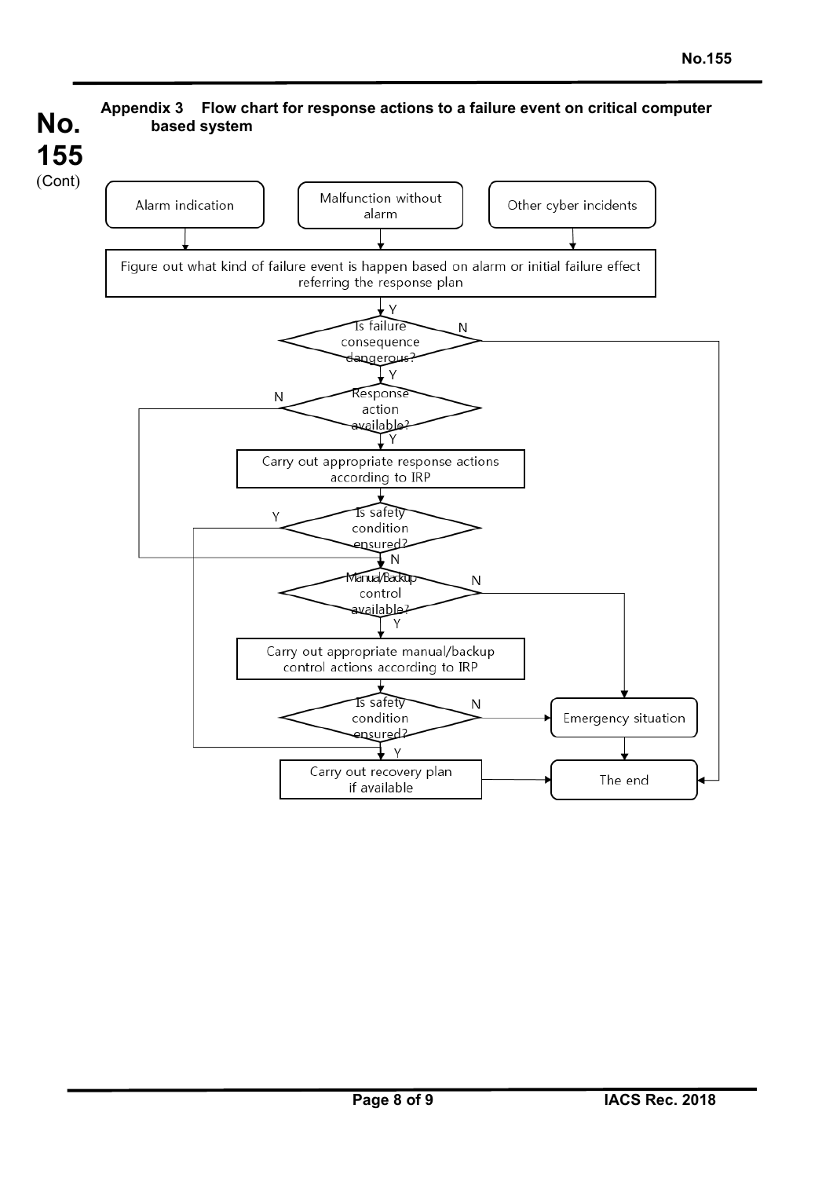## Appendix 3 Flow chart for response actions to a failure event on critical computer based system

Alarm indication

Malfunction without alarm

Other cyber incidents

Figure out what kind of failure event is happen based on alarm or initial failure effect referring the response plan

Y

Is failure consequence dangerous?

N

Y

Response action available?

N

Y

Carry out appropriate response actions according to IRP

Is safety condition ensured?

Y

N

Manual/Backup control available?

N

Y

Carry out appropriate manual/backup control actions according to IRP

Is safety condition ensured?

N

Emergency situation

Y

Carry out recovery plan if available

The end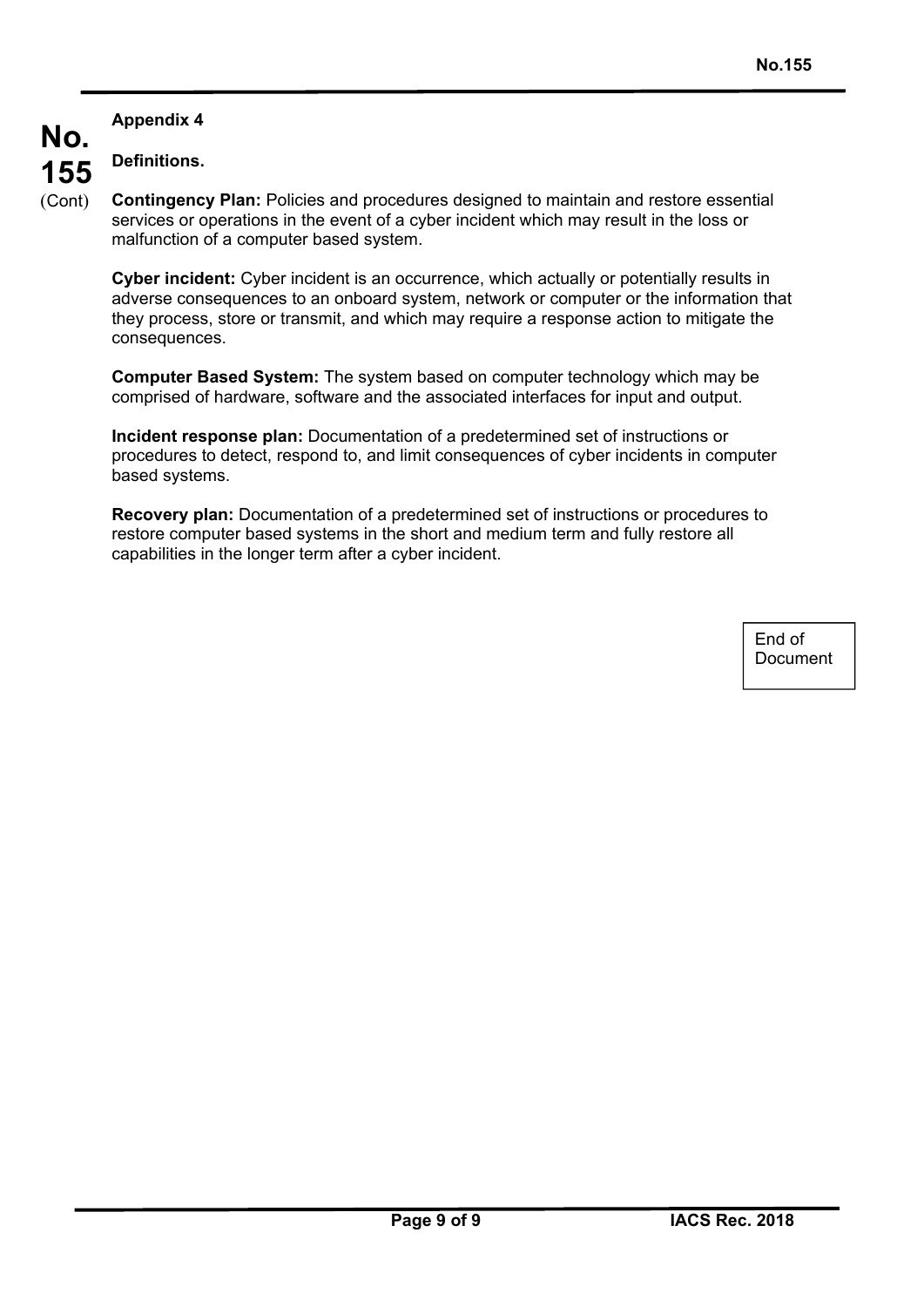**Appendix 4**

**Definitions.**

**Contingency Plan:** Policies and procedures designed to maintain and restore essential services or operations in the event of a cyber incident which may result in the loss or malfunction of a computer based system.

**Cyber incident:** Cyber incident is an occurrence, which actually or potentially results in adverse consequences to an onboard system, network or computer or the information that they process, store or transmit, and which may require a response action to mitigate the consequences.

**Computer Based System:** The system based on computer technology which may be comprised of hardware, software and the associated interfaces for input and output.

**Incident response plan:** Documentation of a predetermined set of instructions or procedures to detect, respond to, and limit consequences of cyber incidents in computer based systems.

**Recovery plan:** Documentation of a predetermined set of instructions or procedures to restore computer based systems in the short and medium term and fully restore all capabilities in the longer term after a cyber incident.

End of Document